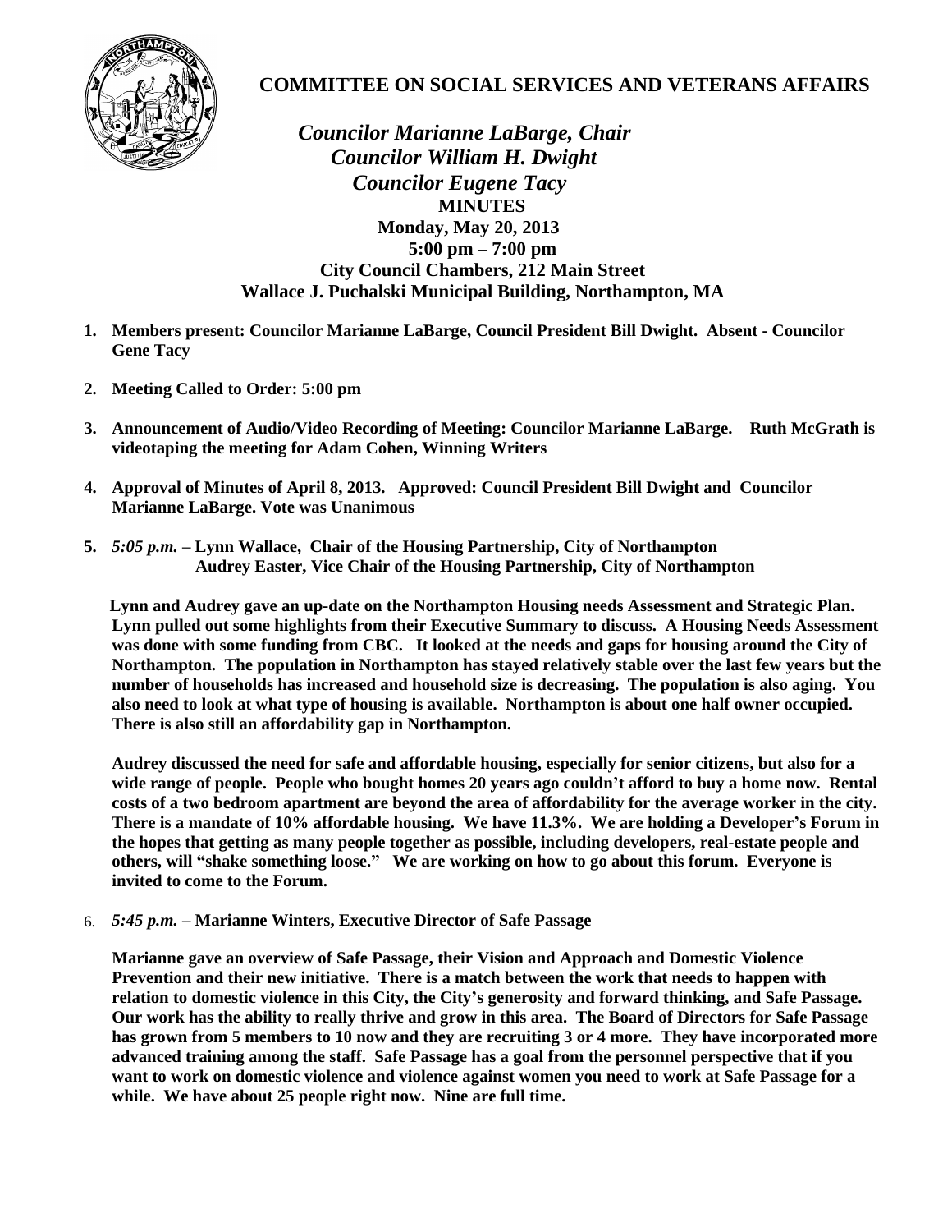# COMMITTEE ON SOCIAL SERVICES AND VETERANS AFFAIRS

***Councilor Marianne LaBarge, Chair***
***Councilor William H. Dwight***
***Councilor Eugene Tacy***

**MINUTES**
**Monday, May 20, 2013**
**5:00 pm – 7:00 pm**
**City Council Chambers, 212 Main Street**
**Wallace J. Puchalski Municipal Building, Northampton, MA**

1. **Members present: Councilor Marianne LaBarge, Council President Bill Dwight. Absent - Councilor Gene Tacy**

2. **Meeting Called to Order: 5:00 pm**

3. **Announcement of Audio/Video Recording of Meeting: Councilor Marianne LaBarge. Ruth McGrath is videotaping the meeting for Adam Cohen, Winning Writers**

4. **Approval of Minutes of April 8, 2013. Approved: Council President Bill Dwight and Councilor Marianne LaBarge. Vote was Unanimous**

5. ***5:05 p.m.* – Lynn Wallace, Chair of the Housing Partnership, City of Northampton**
   **Audrey Easter, Vice Chair of the Housing Partnership, City of Northampton**

   **Lynn and Audrey gave an up-date on the Northampton Housing needs Assessment and Strategic Plan. Lynn pulled out some highlights from their Executive Summary to discuss. A Housing Needs Assessment was done with some funding from CBC. It looked at the needs and gaps for housing around the City of Northampton. The population in Northampton has stayed relatively stable over the last few years but the number of households has increased and household size is decreasing. The population is also aging. You also need to look at what type of housing is available. Northampton is about one half owner occupied. There is also still an affordability gap in Northampton.**

   **Audrey discussed the need for safe and affordable housing, especially for senior citizens, but also for a wide range of people. People who bought homes 20 years ago couldn't afford to buy a home now. Rental costs of a two bedroom apartment are beyond the area of affordability for the average worker in the city. There is a mandate of 10% affordable housing. We have 11.3%. We are holding a Developer's Forum in the hopes that getting as many people together as possible, including developers, real-estate people and others, will "shake something loose." We are working on how to go about this forum. Everyone is invited to come to the Forum.**

6. ***5:45 p.m.* – Marianne Winters, Executive Director of Safe Passage**

   **Marianne gave an overview of Safe Passage, their Vision and Approach and Domestic Violence Prevention and their new initiative. There is a match between the work that needs to happen with relation to domestic violence in this City, the City's generosity and forward thinking, and Safe Passage. Our work has the ability to really thrive and grow in this area. The Board of Directors for Safe Passage has grown from 5 members to 10 now and they are recruiting 3 or 4 more. They have incorporated more advanced training among the staff. Safe Passage has a goal from the personnel perspective that if you want to work on domestic violence and violence against women you need to work at Safe Passage for a while. We have about 25 people right now. Nine are full time.**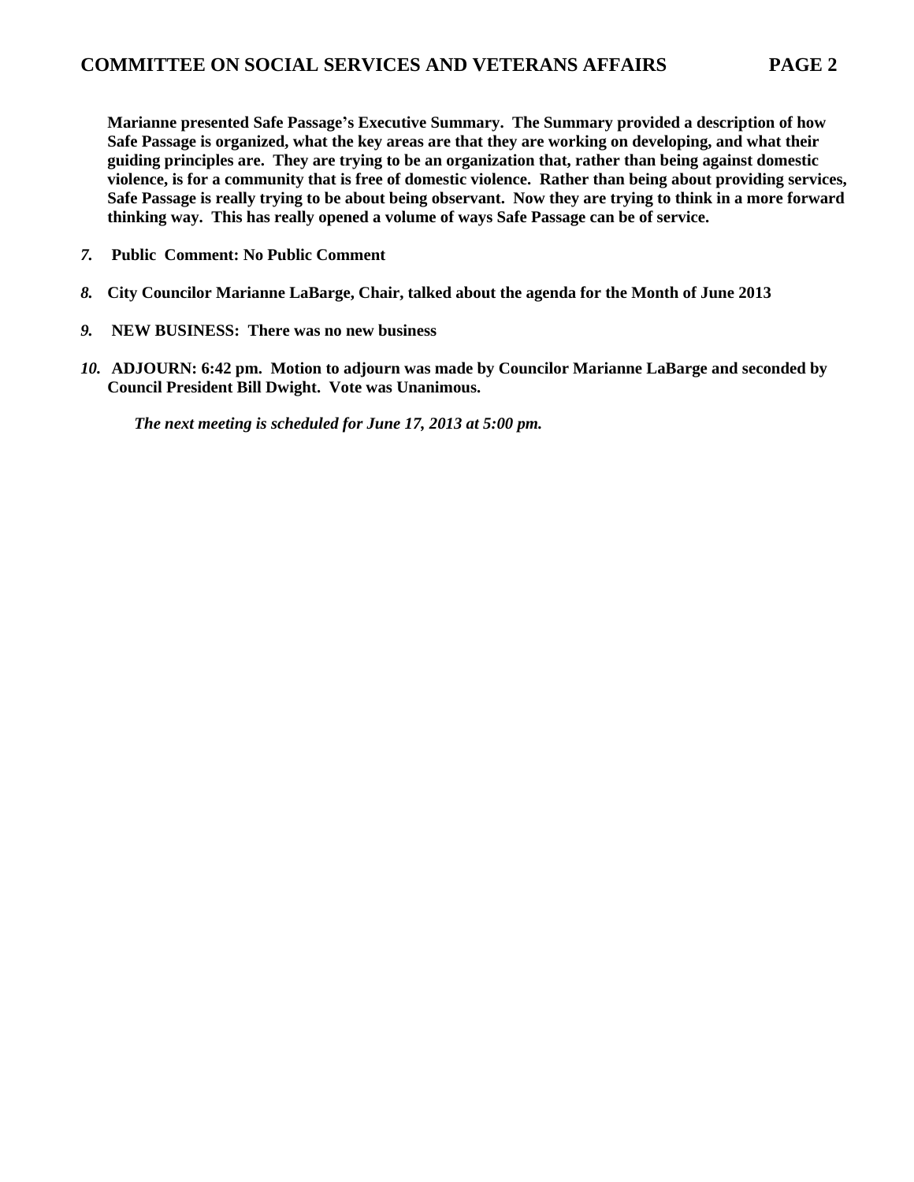**Marianne presented Safe Passage's Executive Summary. The Summary provided a description of how Safe Passage is organized, what the key areas are that they are working on developing, and what their guiding principles are. They are trying to be an organization that, rather than being against domestic violence, is for a community that is free of domestic violence. Rather than being about providing services, Safe Passage is really trying to be about being observant. Now they are trying to think in a more forward thinking way. This has really opened a volume of ways Safe Passage can be of service.**

***7.*** **Public Comment: No Public Comment**

***8.*** **City Councilor Marianne LaBarge, Chair, talked about the agenda for the Month of June 2013**

***9.*** **NEW BUSINESS: There was no new business**

***10.*** **ADJOURN: 6:42 pm. Motion to adjourn was made by Councilor Marianne LaBarge and seconded by Council President Bill Dwight. Vote was Unanimous.**

***The next meeting is scheduled for June 17, 2013 at 5:00 pm.***